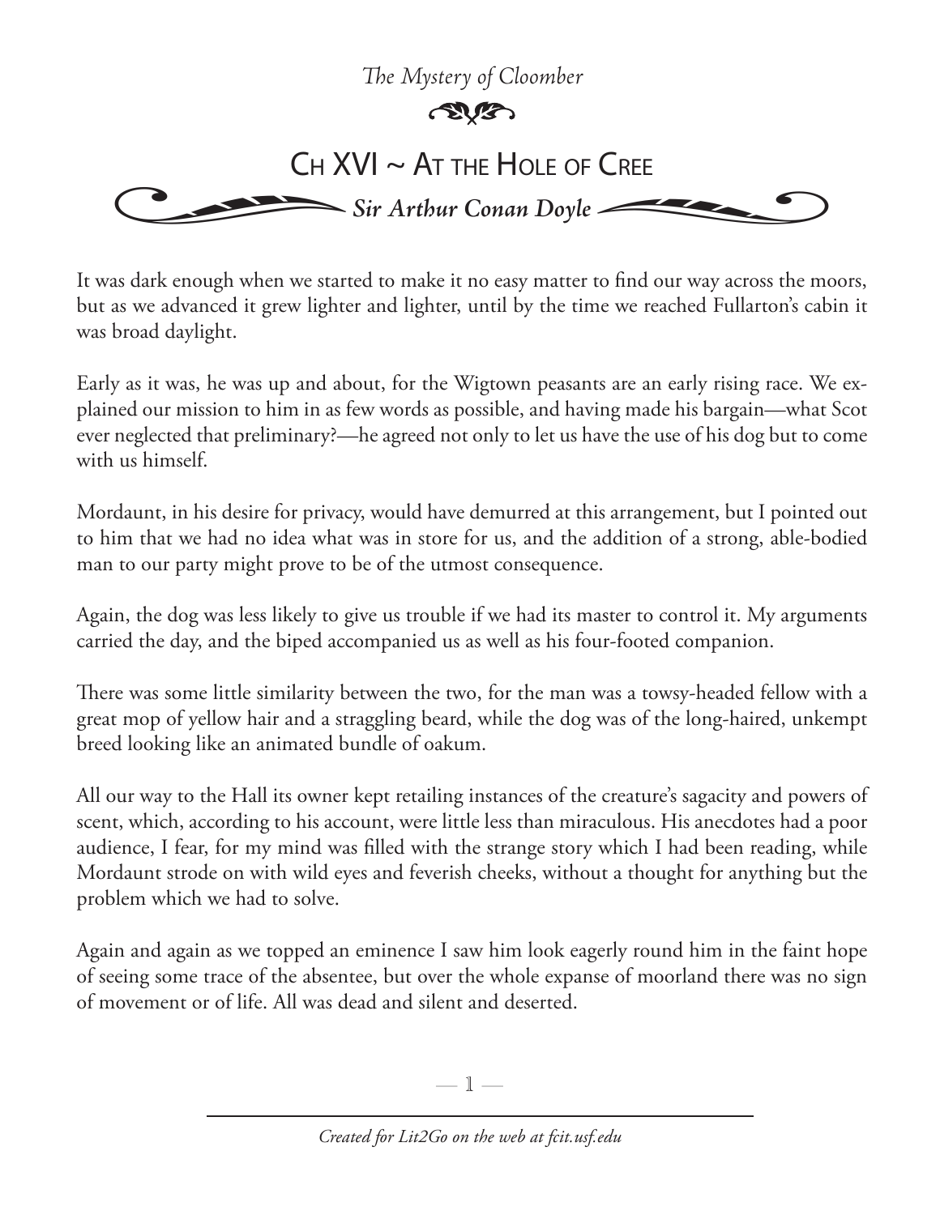*The Mystery of Cloomber*

# Ch XVI ~ At the Hole of Cree

***Sir Arthur Conan Doyle***

It was dark enough when we started to make it no easy matter to find our way across the moors, but as we advanced it grew lighter and lighter, until by the time we reached Fullarton's cabin it was broad daylight.

Early as it was, he was up and about, for the Wigtown peasants are an early rising race. We explained our mission to him in as few words as possible, and having made his bargain—what Scot ever neglected that preliminary?—he agreed not only to let us have the use of his dog but to come with us himself.

Mordaunt, in his desire for privacy, would have demurred at this arrangement, but I pointed out to him that we had no idea what was in store for us, and the addition of a strong, able-bodied man to our party might prove to be of the utmost consequence.

Again, the dog was less likely to give us trouble if we had its master to control it. My arguments carried the day, and the biped accompanied us as well as his four-footed companion.

There was some little similarity between the two, for the man was a towsy-headed fellow with a great mop of yellow hair and a straggling beard, while the dog was of the long-haired, unkempt breed looking like an animated bundle of oakum.

All our way to the Hall its owner kept retailing instances of the creature's sagacity and powers of scent, which, according to his account, were little less than miraculous. His anecdotes had a poor audience, I fear, for my mind was filled with the strange story which I had been reading, while Mordaunt strode on with wild eyes and feverish cheeks, without a thought for anything but the problem which we had to solve.

Again and again as we topped an eminence I saw him look eagerly round him in the faint hope of seeing some trace of the absentee, but over the whole expanse of moorland there was no sign of movement or of life. All was dead and silent and deserted.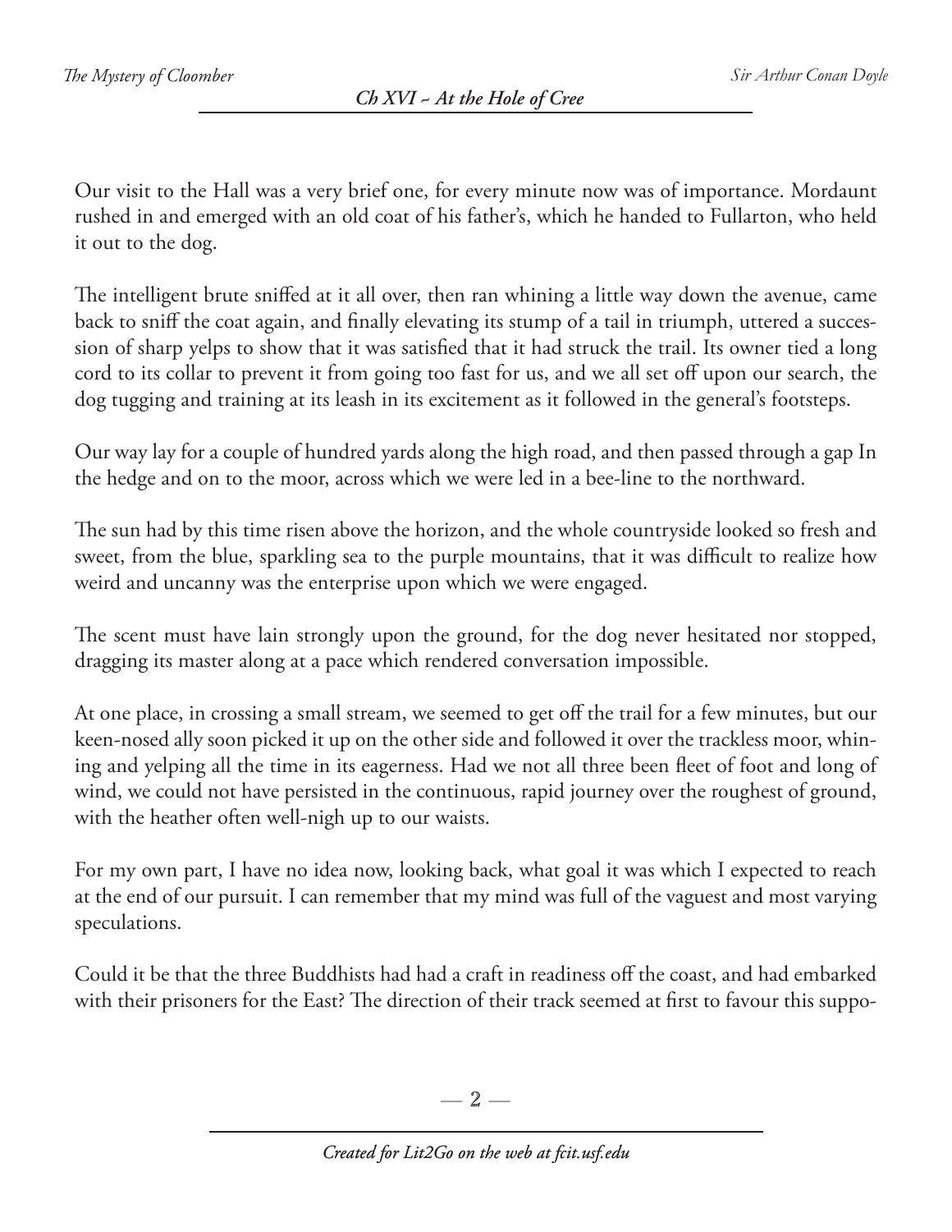Our visit to the Hall was a very brief one, for every minute now was of importance. Mordaunt rushed in and emerged with an old coat of his father's, which he handed to Fullarton, who held it out to the dog.

The intelligent brute sniffed at it all over, then ran whining a little way down the avenue, came back to sniff the coat again, and finally elevating its stump of a tail in triumph, uttered a succession of sharp yelps to show that it was satisfied that it had struck the trail. Its owner tied a long cord to its collar to prevent it from going too fast for us, and we all set off upon our search, the dog tugging and training at its leash in its excitement as it followed in the general's footsteps.

Our way lay for a couple of hundred yards along the high road, and then passed through a gap In the hedge and on to the moor, across which we were led in a bee-line to the northward.

The sun had by this time risen above the horizon, and the whole countryside looked so fresh and sweet, from the blue, sparkling sea to the purple mountains, that it was difficult to realize how weird and uncanny was the enterprise upon which we were engaged.

The scent must have lain strongly upon the ground, for the dog never hesitated nor stopped, dragging its master along at a pace which rendered conversation impossible.

At one place, in crossing a small stream, we seemed to get off the trail for a few minutes, but our keen-nosed ally soon picked it up on the other side and followed it over the trackless moor, whining and yelping all the time in its eagerness. Had we not all three been fleet of foot and long of wind, we could not have persisted in the continuous, rapid journey over the roughest of ground, with the heather often well-nigh up to our waists.

For my own part, I have no idea now, looking back, what goal it was which I expected to reach at the end of our pursuit. I can remember that my mind was full of the vaguest and most varying speculations.

Could it be that the three Buddhists had had a craft in readiness off the coast, and had embarked with their prisoners for the East? The direction of their track seemed at first to favour this suppo-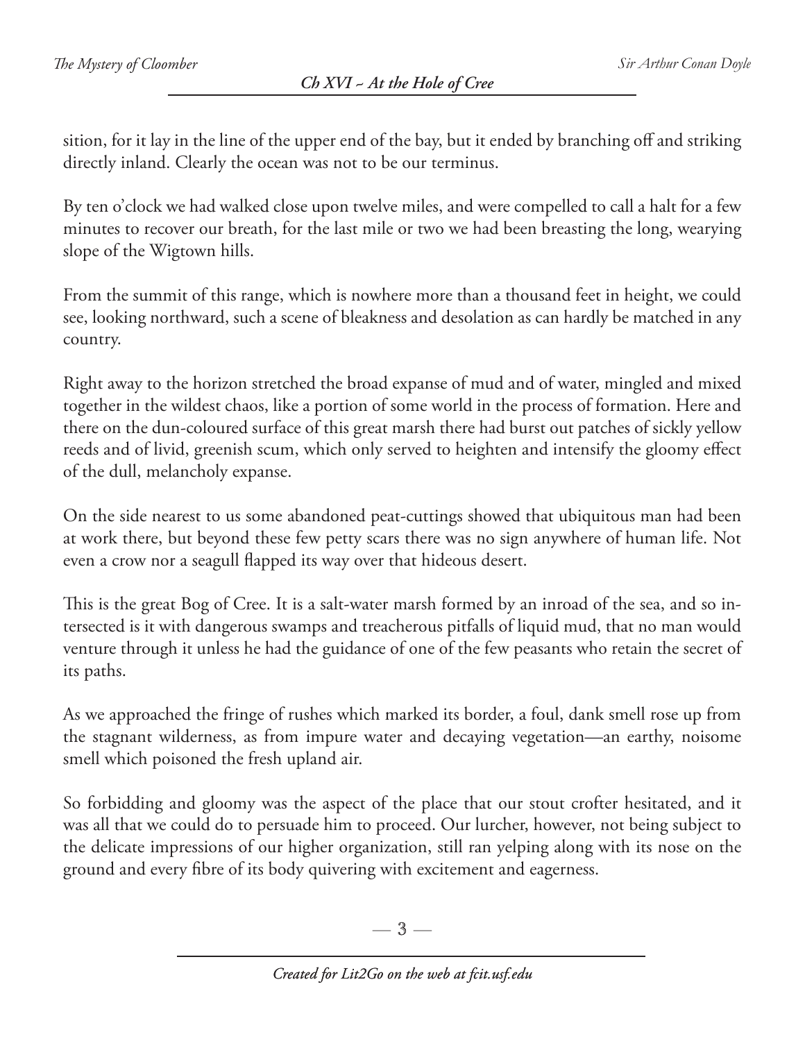sition, for it lay in the line of the upper end of the bay, but it ended by branching off and striking directly inland. Clearly the ocean was not to be our terminus.

By ten o'clock we had walked close upon twelve miles, and were compelled to call a halt for a few minutes to recover our breath, for the last mile or two we had been breasting the long, wearying slope of the Wigtown hills.

From the summit of this range, which is nowhere more than a thousand feet in height, we could see, looking northward, such a scene of bleakness and desolation as can hardly be matched in any country.

Right away to the horizon stretched the broad expanse of mud and of water, mingled and mixed together in the wildest chaos, like a portion of some world in the process of formation. Here and there on the dun-coloured surface of this great marsh there had burst out patches of sickly yellow reeds and of livid, greenish scum, which only served to heighten and intensify the gloomy effect of the dull, melancholy expanse.

On the side nearest to us some abandoned peat-cuttings showed that ubiquitous man had been at work there, but beyond these few petty scars there was no sign anywhere of human life. Not even a crow nor a seagull flapped its way over that hideous desert.

This is the great Bog of Cree. It is a salt-water marsh formed by an inroad of the sea, and so intersected is it with dangerous swamps and treacherous pitfalls of liquid mud, that no man would venture through it unless he had the guidance of one of the few peasants who retain the secret of its paths.

As we approached the fringe of rushes which marked its border, a foul, dank smell rose up from the stagnant wilderness, as from impure water and decaying vegetation—an earthy, noisome smell which poisoned the fresh upland air.

So forbidding and gloomy was the aspect of the place that our stout crofter hesitated, and it was all that we could do to persuade him to proceed. Our lurcher, however, not being subject to the delicate impressions of our higher organization, still ran yelping along with its nose on the ground and every fibre of its body quivering with excitement and eagerness.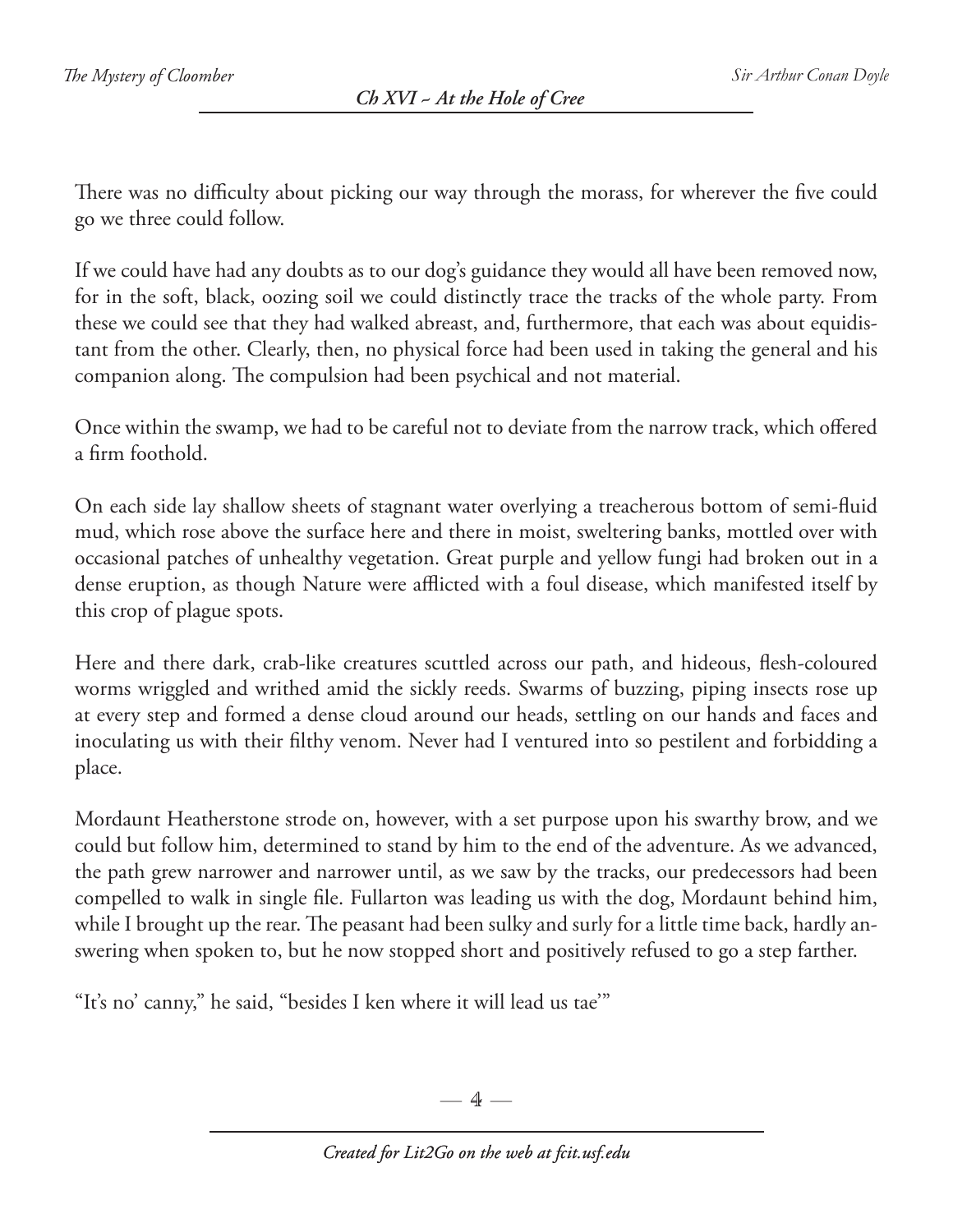There was no difficulty about picking our way through the morass, for wherever the five could go we three could follow.

If we could have had any doubts as to our dog's guidance they would all have been removed now, for in the soft, black, oozing soil we could distinctly trace the tracks of the whole party. From these we could see that they had walked abreast, and, furthermore, that each was about equidistant from the other. Clearly, then, no physical force had been used in taking the general and his companion along. The compulsion had been psychical and not material.

Once within the swamp, we had to be careful not to deviate from the narrow track, which offered a firm foothold.

On each side lay shallow sheets of stagnant water overlying a treacherous bottom of semi-fluid mud, which rose above the surface here and there in moist, sweltering banks, mottled over with occasional patches of unhealthy vegetation. Great purple and yellow fungi had broken out in a dense eruption, as though Nature were afflicted with a foul disease, which manifested itself by this crop of plague spots.

Here and there dark, crab-like creatures scuttled across our path, and hideous, flesh-coloured worms wriggled and writhed amid the sickly reeds. Swarms of buzzing, piping insects rose up at every step and formed a dense cloud around our heads, settling on our hands and faces and inoculating us with their filthy venom. Never had I ventured into so pestilent and forbidding a place.

Mordaunt Heatherstone strode on, however, with a set purpose upon his swarthy brow, and we could but follow him, determined to stand by him to the end of the adventure. As we advanced, the path grew narrower and narrower until, as we saw by the tracks, our predecessors had been compelled to walk in single file. Fullarton was leading us with the dog, Mordaunt behind him, while I brought up the rear. The peasant had been sulky and surly for a little time back, hardly answering when spoken to, but he now stopped short and positively refused to go a step farther.

"It's no' canny," he said, "besides I ken where it will lead us tae'"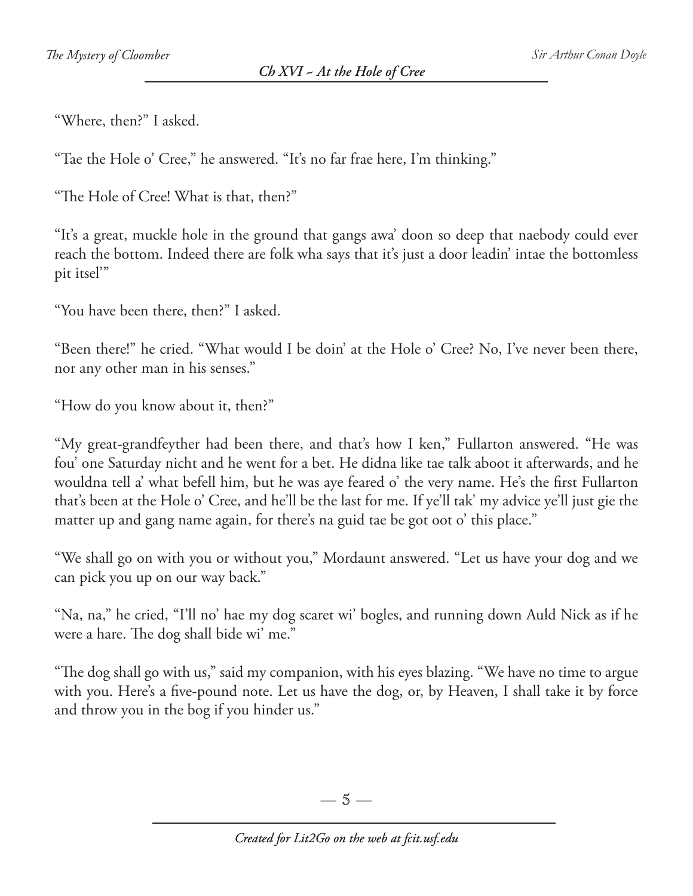"Where, then?" I asked.

"Tae the Hole o' Cree," he answered. "It's no far frae here, I'm thinking."

"The Hole of Cree! What is that, then?"

"It's a great, muckle hole in the ground that gangs awa' doon so deep that naebody could ever reach the bottom. Indeed there are folk wha says that it's just a door leadin' intae the bottomless pit itsel'"

"You have been there, then?" I asked.

"Been there!" he cried. "What would I be doin' at the Hole o' Cree? No, I've never been there, nor any other man in his senses."

"How do you know about it, then?"

"My great-grandfeyther had been there, and that's how I ken," Fullarton answered. "He was fou' one Saturday nicht and he went for a bet. He didna like tae talk aboot it afterwards, and he wouldna tell a' what befell him, but he was aye feared o' the very name. He's the first Fullarton that's been at the Hole o' Cree, and he'll be the last for me. If ye'll tak' my advice ye'll just gie the matter up and gang name again, for there's na guid tae be got oot o' this place."

"We shall go on with you or without you," Mordaunt answered. "Let us have your dog and we can pick you up on our way back."

"Na, na," he cried, "I'll no' hae my dog scaret wi' bogles, and running down Auld Nick as if he were a hare. The dog shall bide wi' me."

"The dog shall go with us," said my companion, with his eyes blazing. "We have no time to argue with you. Here's a five-pound note. Let us have the dog, or, by Heaven, I shall take it by force and throw you in the bog if you hinder us."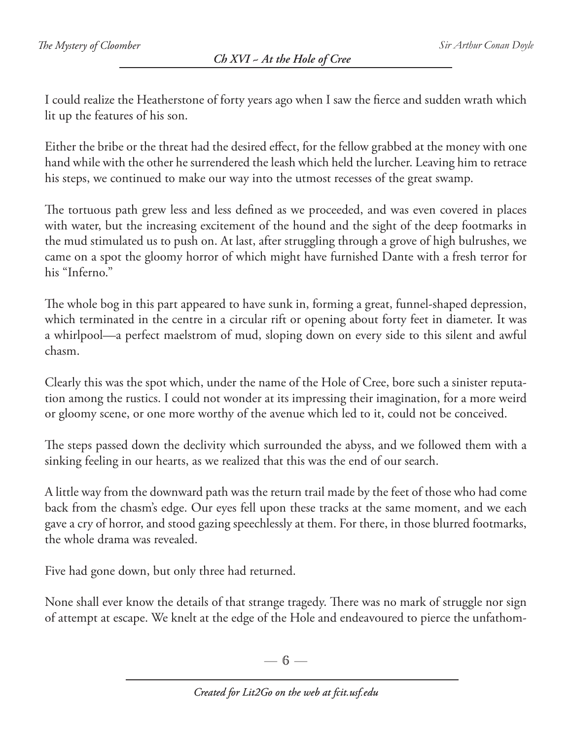I could realize the Heatherstone of forty years ago when I saw the fierce and sudden wrath which lit up the features of his son.

Either the bribe or the threat had the desired effect, for the fellow grabbed at the money with one hand while with the other he surrendered the leash which held the lurcher. Leaving him to retrace his steps, we continued to make our way into the utmost recesses of the great swamp.

The tortuous path grew less and less defined as we proceeded, and was even covered in places with water, but the increasing excitement of the hound and the sight of the deep footmarks in the mud stimulated us to push on. At last, after struggling through a grove of high bulrushes, we came on a spot the gloomy horror of which might have furnished Dante with a fresh terror for his "Inferno."

The whole bog in this part appeared to have sunk in, forming a great, funnel-shaped depression, which terminated in the centre in a circular rift or opening about forty feet in diameter. It was a whirlpool—a perfect maelstrom of mud, sloping down on every side to this silent and awful chasm.

Clearly this was the spot which, under the name of the Hole of Cree, bore such a sinister reputation among the rustics. I could not wonder at its impressing their imagination, for a more weird or gloomy scene, or one more worthy of the avenue which led to it, could not be conceived.

The steps passed down the declivity which surrounded the abyss, and we followed them with a sinking feeling in our hearts, as we realized that this was the end of our search.

A little way from the downward path was the return trail made by the feet of those who had come back from the chasm's edge. Our eyes fell upon these tracks at the same moment, and we each gave a cry of horror, and stood gazing speechlessly at them. For there, in those blurred footmarks, the whole drama was revealed.

Five had gone down, but only three had returned.

None shall ever know the details of that strange tragedy. There was no mark of struggle nor sign of attempt at escape. We knelt at the edge of the Hole and endeavoured to pierce the unfathom-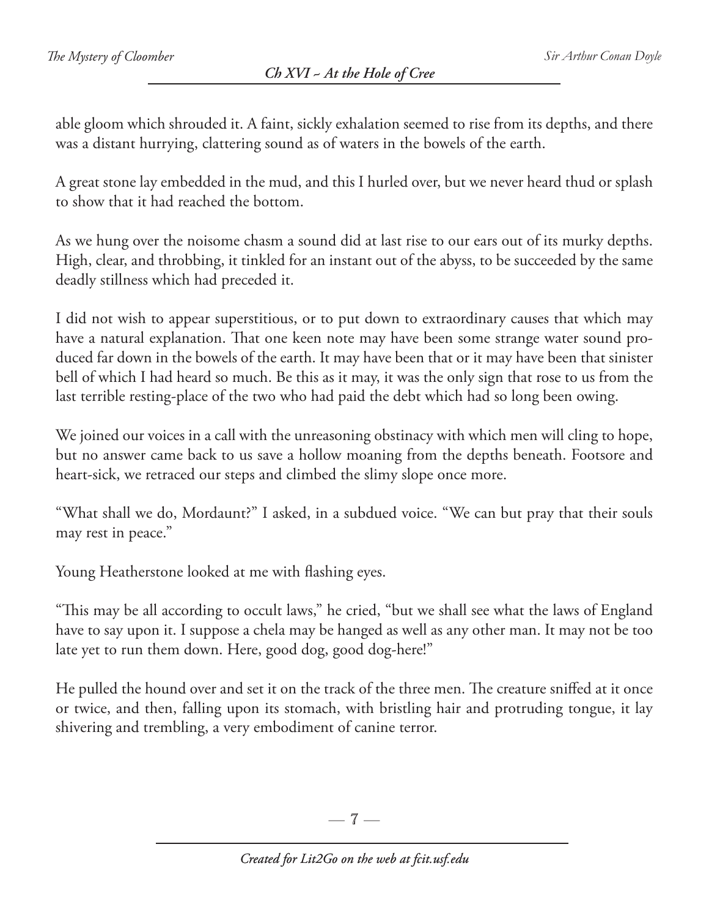able gloom which shrouded it. A faint, sickly exhalation seemed to rise from its depths, and there was a distant hurrying, clattering sound as of waters in the bowels of the earth.

A great stone lay embedded in the mud, and this I hurled over, but we never heard thud or splash to show that it had reached the bottom.

As we hung over the noisome chasm a sound did at last rise to our ears out of its murky depths. High, clear, and throbbing, it tinkled for an instant out of the abyss, to be succeeded by the same deadly stillness which had preceded it.

I did not wish to appear superstitious, or to put down to extraordinary causes that which may have a natural explanation. That one keen note may have been some strange water sound produced far down in the bowels of the earth. It may have been that or it may have been that sinister bell of which I had heard so much. Be this as it may, it was the only sign that rose to us from the last terrible resting-place of the two who had paid the debt which had so long been owing.

We joined our voices in a call with the unreasoning obstinacy with which men will cling to hope, but no answer came back to us save a hollow moaning from the depths beneath. Footsore and heart-sick, we retraced our steps and climbed the slimy slope once more.

"What shall we do, Mordaunt?" I asked, in a subdued voice. "We can but pray that their souls may rest in peace."

Young Heatherstone looked at me with flashing eyes.

"This may be all according to occult laws," he cried, "but we shall see what the laws of England have to say upon it. I suppose a chela may be hanged as well as any other man. It may not be too late yet to run them down. Here, good dog, good dog-here!"

He pulled the hound over and set it on the track of the three men. The creature sniffed at it once or twice, and then, falling upon its stomach, with bristling hair and protruding tongue, it lay shivering and trembling, a very embodiment of canine terror.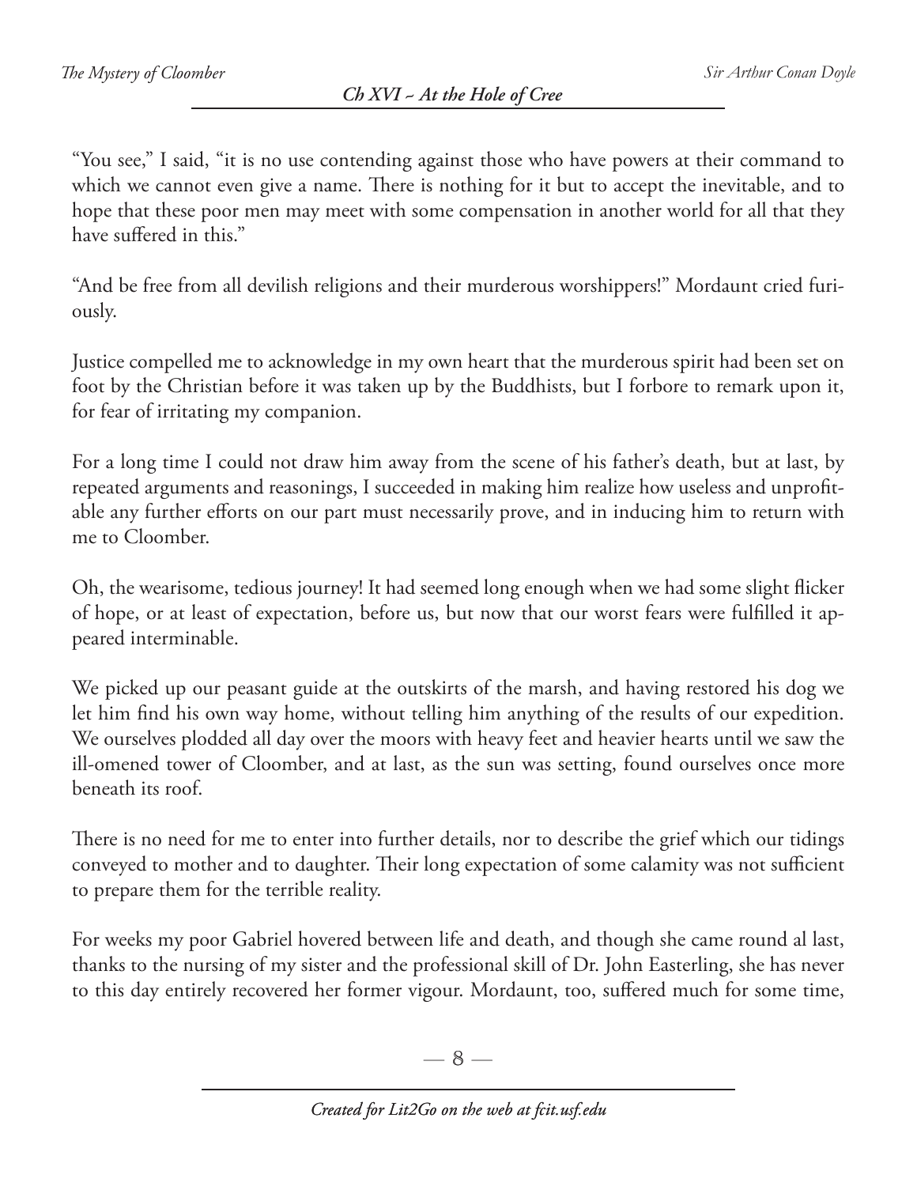"You see," I said, "it is no use contending against those who have powers at their command to which we cannot even give a name. There is nothing for it but to accept the inevitable, and to hope that these poor men may meet with some compensation in another world for all that they have suffered in this."

"And be free from all devilish religions and their murderous worshippers!" Mordaunt cried furiously.

Justice compelled me to acknowledge in my own heart that the murderous spirit had been set on foot by the Christian before it was taken up by the Buddhists, but I forbore to remark upon it, for fear of irritating my companion.

For a long time I could not draw him away from the scene of his father's death, but at last, by repeated arguments and reasonings, I succeeded in making him realize how useless and unprofitable any further efforts on our part must necessarily prove, and in inducing him to return with me to Cloomber.

Oh, the wearisome, tedious journey! It had seemed long enough when we had some slight flicker of hope, or at least of expectation, before us, but now that our worst fears were fulfilled it appeared interminable.

We picked up our peasant guide at the outskirts of the marsh, and having restored his dog we let him find his own way home, without telling him anything of the results of our expedition. We ourselves plodded all day over the moors with heavy feet and heavier hearts until we saw the ill-omened tower of Cloomber, and at last, as the sun was setting, found ourselves once more beneath its roof.

There is no need for me to enter into further details, nor to describe the grief which our tidings conveyed to mother and to daughter. Their long expectation of some calamity was not sufficient to prepare them for the terrible reality.

For weeks my poor Gabriel hovered between life and death, and though she came round al last, thanks to the nursing of my sister and the professional skill of Dr. John Easterling, she has never to this day entirely recovered her former vigour. Mordaunt, too, suffered much for some time,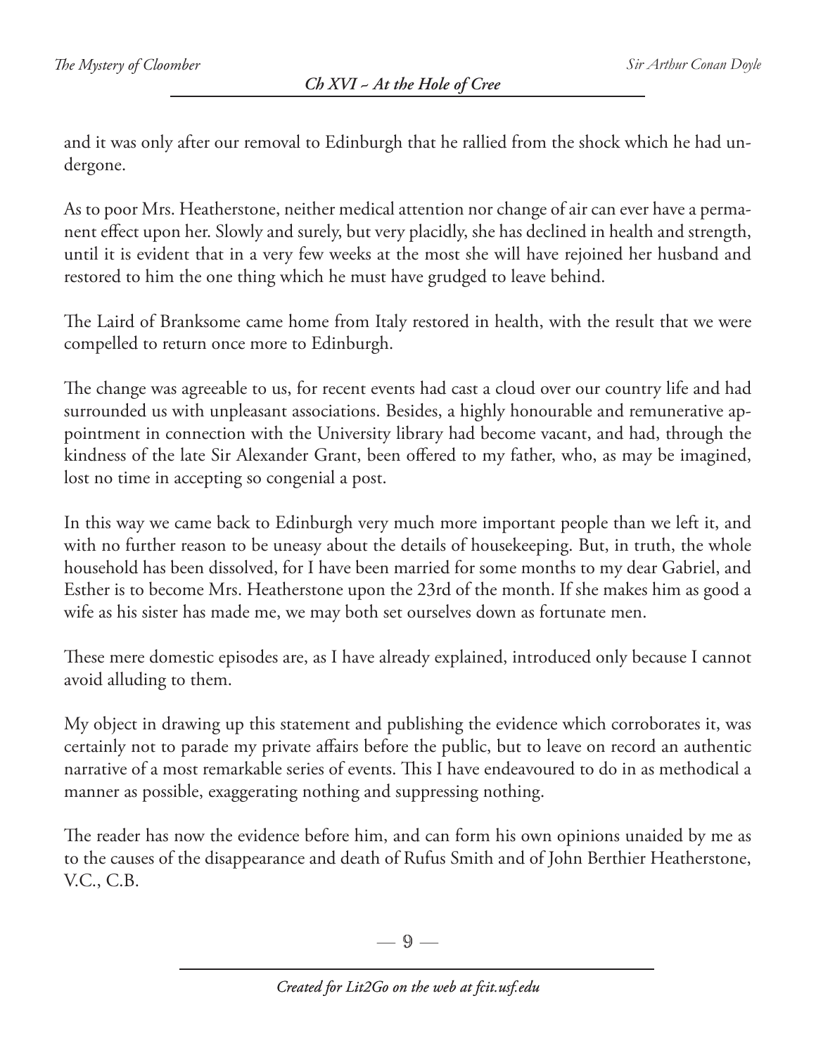and it was only after our removal to Edinburgh that he rallied from the shock which he had undergone.

As to poor Mrs. Heatherstone, neither medical attention nor change of air can ever have a permanent effect upon her. Slowly and surely, but very placidly, she has declined in health and strength, until it is evident that in a very few weeks at the most she will have rejoined her husband and restored to him the one thing which he must have grudged to leave behind.

The Laird of Branksome came home from Italy restored in health, with the result that we were compelled to return once more to Edinburgh.

The change was agreeable to us, for recent events had cast a cloud over our country life and had surrounded us with unpleasant associations. Besides, a highly honourable and remunerative appointment in connection with the University library had become vacant, and had, through the kindness of the late Sir Alexander Grant, been offered to my father, who, as may be imagined, lost no time in accepting so congenial a post.

In this way we came back to Edinburgh very much more important people than we left it, and with no further reason to be uneasy about the details of housekeeping. But, in truth, the whole household has been dissolved, for I have been married for some months to my dear Gabriel, and Esther is to become Mrs. Heatherstone upon the 23rd of the month. If she makes him as good a wife as his sister has made me, we may both set ourselves down as fortunate men.

These mere domestic episodes are, as I have already explained, introduced only because I cannot avoid alluding to them.

My object in drawing up this statement and publishing the evidence which corroborates it, was certainly not to parade my private affairs before the public, but to leave on record an authentic narrative of a most remarkable series of events. This I have endeavoured to do in as methodical a manner as possible, exaggerating nothing and suppressing nothing.

The reader has now the evidence before him, and can form his own opinions unaided by me as to the causes of the disappearance and death of Rufus Smith and of John Berthier Heatherstone, V.C., C.B.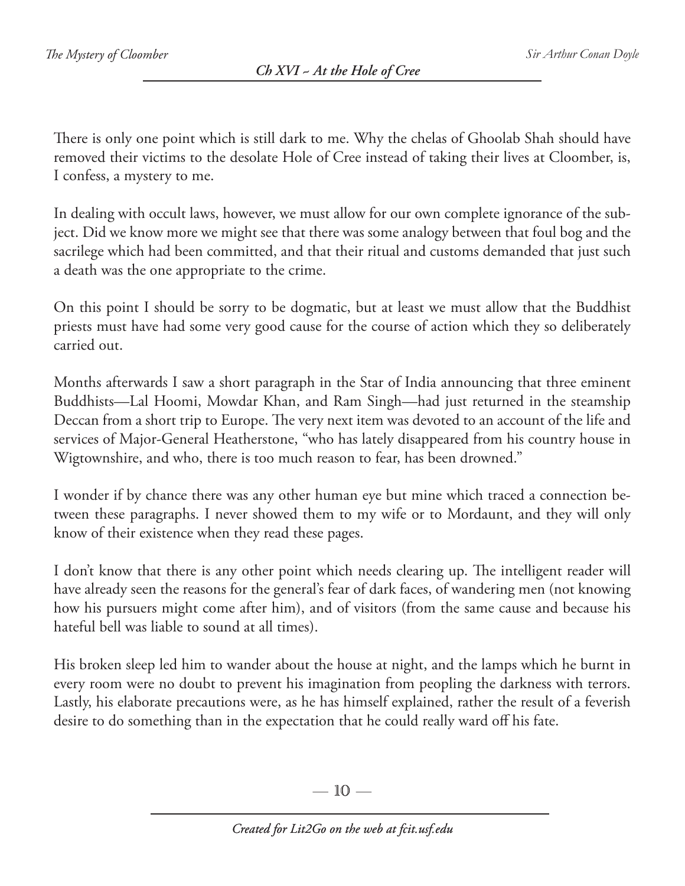There is only one point which is still dark to me. Why the chelas of Ghoolab Shah should have removed their victims to the desolate Hole of Cree instead of taking their lives at Cloomber, is, I confess, a mystery to me.

In dealing with occult laws, however, we must allow for our own complete ignorance of the subject. Did we know more we might see that there was some analogy between that foul bog and the sacrilege which had been committed, and that their ritual and customs demanded that just such a death was the one appropriate to the crime.

On this point I should be sorry to be dogmatic, but at least we must allow that the Buddhist priests must have had some very good cause for the course of action which they so deliberately carried out.

Months afterwards I saw a short paragraph in the Star of India announcing that three eminent Buddhists—Lal Hoomi, Mowdar Khan, and Ram Singh—had just returned in the steamship Deccan from a short trip to Europe. The very next item was devoted to an account of the life and services of Major-General Heatherstone, "who has lately disappeared from his country house in Wigtownshire, and who, there is too much reason to fear, has been drowned."

I wonder if by chance there was any other human eye but mine which traced a connection between these paragraphs. I never showed them to my wife or to Mordaunt, and they will only know of their existence when they read these pages.

I don't know that there is any other point which needs clearing up. The intelligent reader will have already seen the reasons for the general's fear of dark faces, of wandering men (not knowing how his pursuers might come after him), and of visitors (from the same cause and because his hateful bell was liable to sound at all times).

His broken sleep led him to wander about the house at night, and the lamps which he burnt in every room were no doubt to prevent his imagination from peopling the darkness with terrors. Lastly, his elaborate precautions were, as he has himself explained, rather the result of a feverish desire to do something than in the expectation that he could really ward off his fate.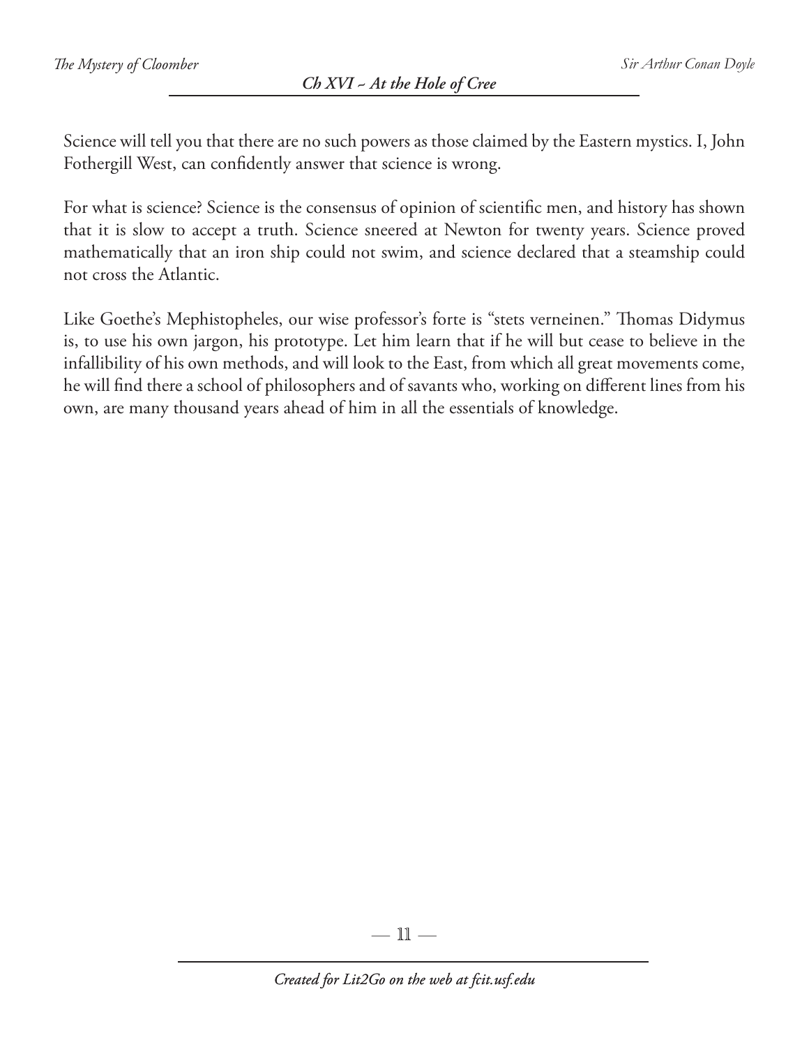Science will tell you that there are no such powers as those claimed by the Eastern mystics. I, John Fothergill West, can confidently answer that science is wrong.

For what is science? Science is the consensus of opinion of scientific men, and history has shown that it is slow to accept a truth. Science sneered at Newton for twenty years. Science proved mathematically that an iron ship could not swim, and science declared that a steamship could not cross the Atlantic.

Like Goethe's Mephistopheles, our wise professor's forte is "stets verneinen." Thomas Didymus is, to use his own jargon, his prototype. Let him learn that if he will but cease to believe in the infallibility of his own methods, and will look to the East, from which all great movements come, he will find there a school of philosophers and of savants who, working on different lines from his own, are many thousand years ahead of him in all the essentials of knowledge.